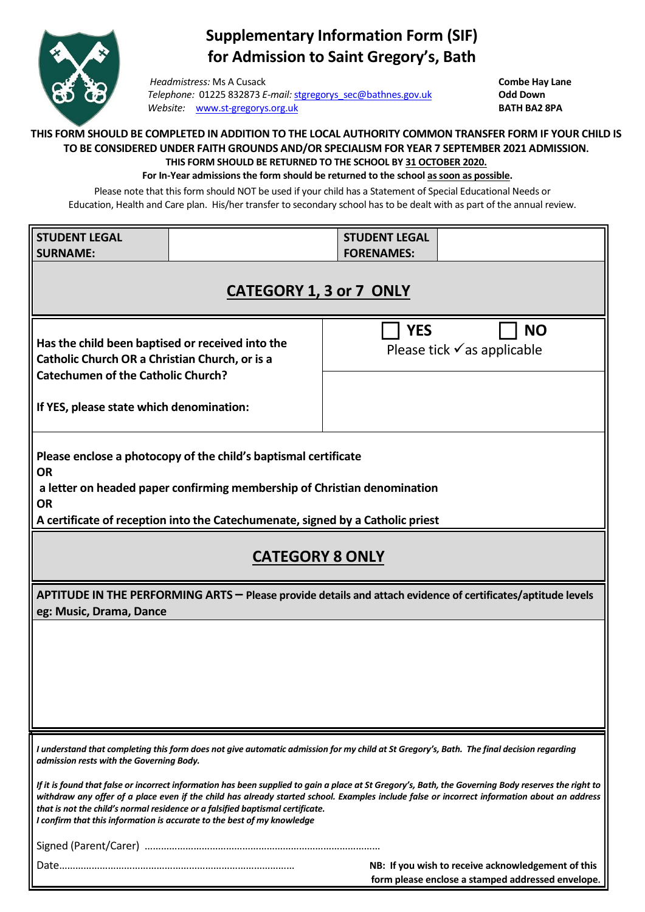# Supplementary Information Form (SIF) for Admission to Saint Gregory's, Bath

*Headmistress:* Ms A Cusack
*Telephone:* 01225 832873 *E-mail:* stgregorys_sec@bathnes.gov.uk
*Website:* www.st-gregorys.org.uk

**Combe Hay Lane**
**Odd Down**
**BATH BA2 8PA**

**THIS FORM SHOULD BE COMPLETED IN ADDITION TO THE LOCAL AUTHORITY COMMON TRANSFER FORM IF YOUR CHILD IS TO BE CONSIDERED UNDER FAITH GROUNDS AND/OR SPECIALISM FOR YEAR 7 SEPTEMBER 2021 ADMISSION.**

**THIS FORM SHOULD BE RETURNED TO THE SCHOOL BY 31 OCTOBER 2020.**

**For In-Year admissions the form should be returned to the school as soon as possible.**

Please note that this form should NOT be used if your child has a Statement of Special Educational Needs or Education, Health and Care plan. His/her transfer to secondary school has to be dealt with as part of the annual review.

| **STUDENT LEGAL SURNAME:** | | **STUDENT LEGAL FORENAMES:** | |
|---|---|---|---|

## CATEGORY 1, 3 or 7 ONLY

| | |
|---|---|
| **Has the child been baptised or received into the Catholic Church OR a Christian Church, or is a Catechumen of the Catholic Church?** | ☐ **YES** ☐ **NO** Please tick ✓ as applicable |
| **If YES, please state which denomination:** | |

**Please enclose a photocopy of the child's baptismal certificate**
**OR**
**a letter on headed paper confirming membership of Christian denomination**
**OR**
**A certificate of reception into the Catechumenate, signed by a Catholic priest**

## CATEGORY 8 ONLY

**APTITUDE IN THE PERFORMING ARTS – Please provide details and attach evidence of certificates/aptitude levels eg: Music, Drama, Dance**

*I understand that completing this form does not give automatic admission for my child at St Gregory's, Bath. The final decision regarding admission rests with the Governing Body.*

*If it is found that false or incorrect information has been supplied to gain a place at St Gregory's, Bath, the Governing Body reserves the right to withdraw any offer of a place even if the child has already started school. Examples include false or incorrect information about an address that is not the child's normal residence or a falsified baptismal certificate.*
*I confirm that this information is accurate to the best of my knowledge*

Signed (Parent/Carer) ……………………………………………………………………………

Date……………………………………………………………………………

**NB: If you wish to receive acknowledgement of this form please enclose a stamped addressed envelope.**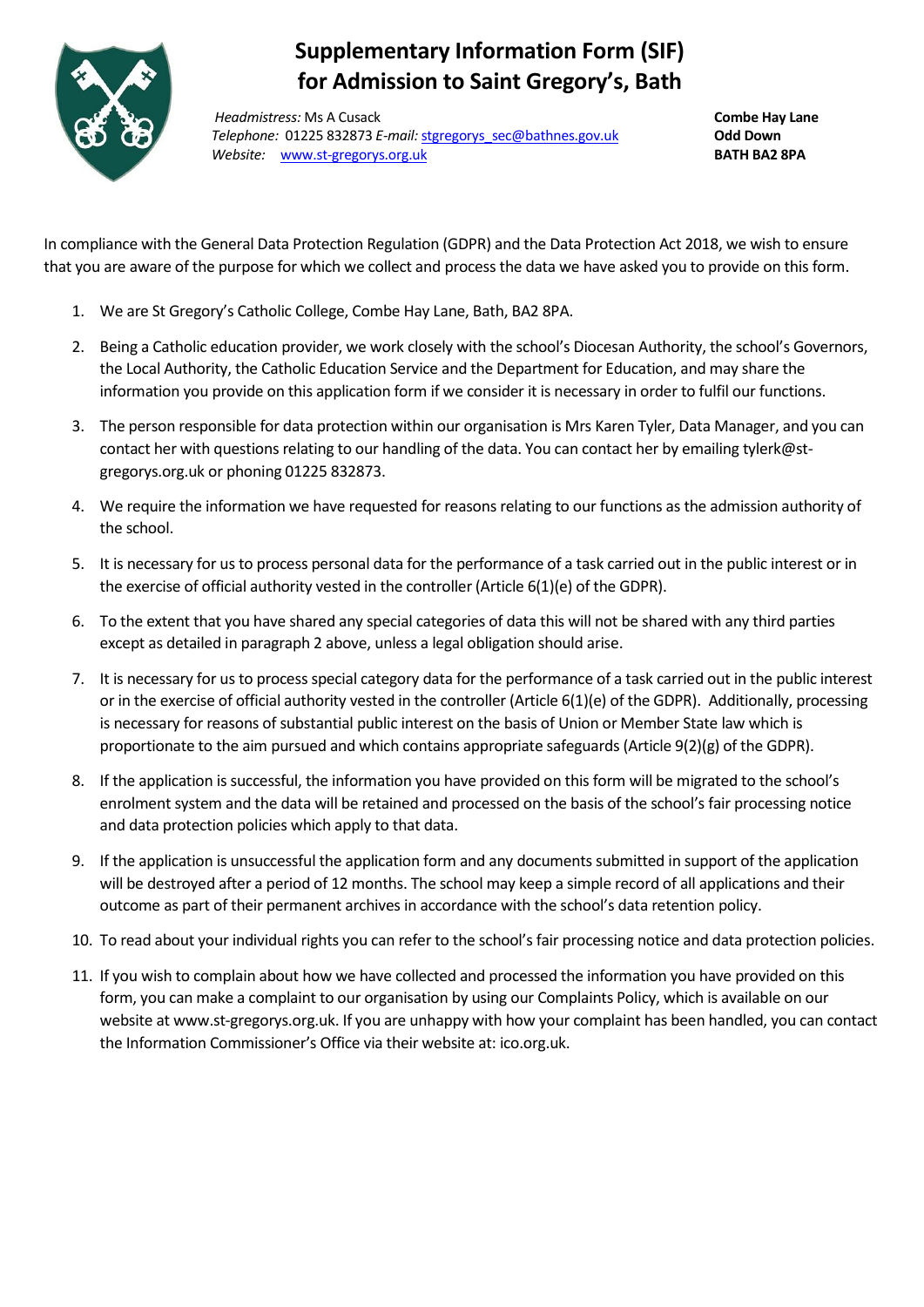# Supplementary Information Form (SIF) for Admission to Saint Gregory's, Bath

*Headmistress:* Ms A Cusack
*Telephone:* 01225 832873 *E-mail:* stgregorys_sec@bathnes.gov.uk
*Website:* www.st-gregorys.org.uk

**Combe Hay Lane**
**Odd Down**
**BATH BA2 8PA**

In compliance with the General Data Protection Regulation (GDPR) and the Data Protection Act 2018, we wish to ensure that you are aware of the purpose for which we collect and process the data we have asked you to provide on this form.

1. We are St Gregory's Catholic College, Combe Hay Lane, Bath, BA2 8PA.
2. Being a Catholic education provider, we work closely with the school's Diocesan Authority, the school's Governors, the Local Authority, the Catholic Education Service and the Department for Education, and may share the information you provide on this application form if we consider it is necessary in order to fulfil our functions.
3. The person responsible for data protection within our organisation is Mrs Karen Tyler, Data Manager, and you can contact her with questions relating to our handling of the data. You can contact her by emailing tylerk@st-gregorys.org.uk or phoning 01225 832873.
4. We require the information we have requested for reasons relating to our functions as the admission authority of the school.
5. It is necessary for us to process personal data for the performance of a task carried out in the public interest or in the exercise of official authority vested in the controller (Article 6(1)(e) of the GDPR).
6. To the extent that you have shared any special categories of data this will not be shared with any third parties except as detailed in paragraph 2 above, unless a legal obligation should arise.
7. It is necessary for us to process special category data for the performance of a task carried out in the public interest or in the exercise of official authority vested in the controller (Article 6(1)(e) of the GDPR). Additionally, processing is necessary for reasons of substantial public interest on the basis of Union or Member State law which is proportionate to the aim pursued and which contains appropriate safeguards (Article 9(2)(g) of the GDPR).
8. If the application is successful, the information you have provided on this form will be migrated to the school's enrolment system and the data will be retained and processed on the basis of the school's fair processing notice and data protection policies which apply to that data.
9. If the application is unsuccessful the application form and any documents submitted in support of the application will be destroyed after a period of 12 months. The school may keep a simple record of all applications and their outcome as part of their permanent archives in accordance with the school's data retention policy.
10. To read about your individual rights you can refer to the school's fair processing notice and data protection policies.
11. If you wish to complain about how we have collected and processed the information you have provided on this form, you can make a complaint to our organisation by using our Complaints Policy, which is available on our website at www.st-gregorys.org.uk. If you are unhappy with how your complaint has been handled, you can contact the Information Commissioner's Office via their website at: ico.org.uk.